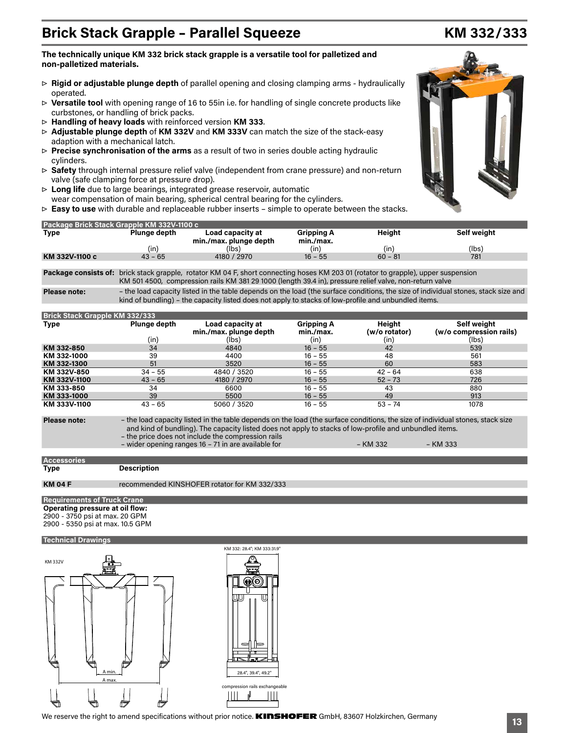# Brick Stack Grapple – Parallel Squeeze KM 332/333

**The technically unique KM 332 brick stack grapple is a versatile tool for palletized and non-palletized materials.**

- ▷ **Rigid or adjustable plunge depth** of parallel opening and closing clamping arms - hydraulically operated.
- ▷ **Versatile tool** with opening range of 16 to 55in i.e. for handling of single concrete products like curbstones, or handling of brick packs.
- ▷ **Handling of heavy loads** with reinforced version **KM 333**.
- ▷ **Adjustable plunge depth** of **KM 332V** and **KM 333V** can match the size of the stack-easy adaption with a mechanical latch.
- ▷ **Precise synchronisation of the arms** as a result of two in series double acting hydraulic cylinders.
- ▷ **Safety** through internal pressure relief valve (independent from crane pressure) and non-return valve (safe clamping force at pressure drop).
- ▷ **Long life** due to large bearings, integrated grease reservoir, automatic wear compensation of main bearing, spherical central bearing for the cylinders.
- ▷ **Easy to use** with durable and replaceable rubber inserts – simple to operate between the stacks.

## Package Brick Stack Grapple KM 332V-1100 c

| Type | Plunge depth (in) | Load capacity at min./max. plunge depth (lbs) | Gripping A min./max. (in) | Height (in) | Self weight (lbs) |
|---|---|---|---|---|---|
| KM 332V-1100 c | 43 – 65 | 4180 / 2970 | 16 – 55 | 60 – 81 | 781 |

**Package consists of:** brick stack grapple, rotator KM 04 F, short connecting hoses KM 203 01 (rotator to grapple), upper suspension KM 501 4500, compression rails KM 381 29 1000 (length 39.4 in), pressure relief valve, non-return valve

**Please note:** – the load capacity listed in the table depends on the load (the surface conditions, the size of individual stones, stack size and kind of bundling) – the capacity listed does not apply to stacks of low-profile and unbundled items.

## Brick Stack Grapple KM 332/333

| Type | Plunge depth (in) | Load capacity at min./max. plunge depth (lbs) | Gripping A min./max. (in) | Height (w/o rotator) (in) | Self weight (w/o compression rails) (lbs) |
|---|---|---|---|---|---|
| KM 332-850 | 34 | 4840 | 16 – 55 | 42 | 539 |
| KM 332-1000 | 39 | 4400 | 16 – 55 | 48 | 561 |
| KM 332-1300 | 51 | 3520 | 16 – 55 | 60 | 583 |
| KM 332V-850 | 34 – 55 | 4840 / 3520 | 16 – 55 | 42 – 64 | 638 |
| KM 332V-1100 | 43 – 65 | 4180 / 2970 | 16 – 55 | 52 – 73 | 726 |
| KM 333-850 | 34 | 6600 | 16 – 55 | 43 | 880 |
| KM 333-1000 | 39 | 5500 | 16 – 55 | 49 | 913 |
| KM 333V-1100 | 43 – 65 | 5060 / 3520 | 16 – 55 | 53 – 74 | 1078 |

**Please note:**
- the load capacity listed in the table depends on the load (the surface conditions, the size of individual stones, stack size and kind of bundling). The capacity listed does not apply to stacks of low-profile and unbundled items.
- the price does not include the compression rails
- wider opening ranges 16 – 71 in are available for – KM 332 – KM 333

## Accessories

| Type | Description |
|---|---|
| KM 04 F | recommended KINSHOFER rotator for KM 332/333 |

## Requirements of Truck Crane

**Operating pressure at oil flow:**
2900 - 3750 psi at max. 20 GPM
2900 - 5350 psi at max. 10.5 GPM

## Technical Drawings

KM 332V

A min.
A max.

KM 332: 28.4"; KM 333:31.9"

28.4", 39.4", 49.2"

compression rails exchangeable

We reserve the right to amend specifications without prior notice. KINSHOFER GmbH, 83607 Holzkirchen, Germany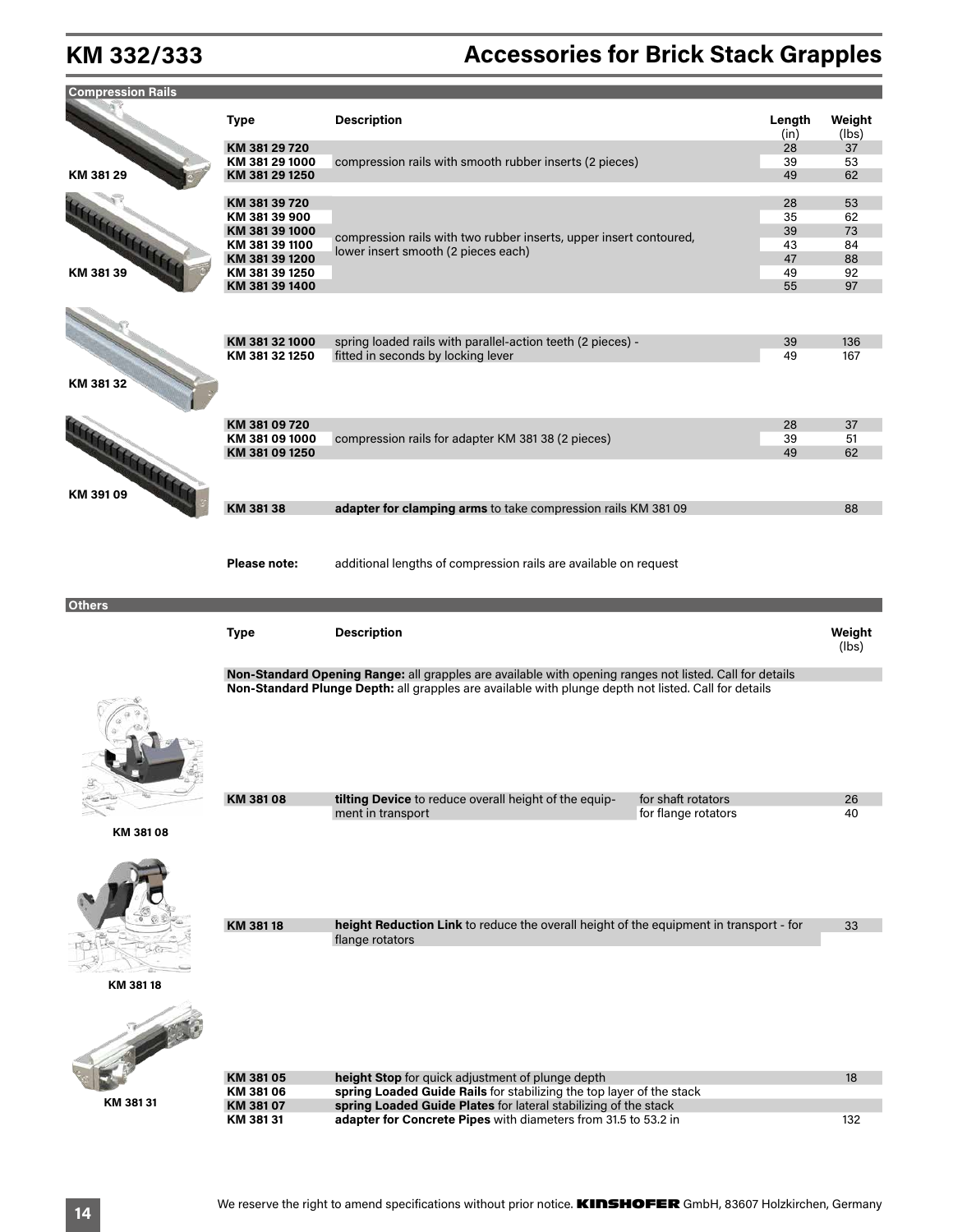# KM 332/333

# Accessories for Brick Stack Grapples

## Compression Rails

| | Type | Description | Length (in) | Weight (lbs) |
|---|---|---|---|---|
| KM 381 29 | KM 381 29 720 | compression rails with smooth rubber inserts (2 pieces) | 28 | 37 |
| | KM 381 29 1000 | | 39 | 53 |
| | KM 381 29 1250 | | 49 | 62 |
| KM 381 39 | KM 381 39 720 | compression rails with two rubber inserts, upper insert contoured, lower insert smooth (2 pieces each) | 28 | 53 |
| | KM 381 39 900 | | 35 | 62 |
| | KM 381 39 1000 | | 39 | 73 |
| | KM 381 39 1100 | | 43 | 84 |
| | KM 381 39 1200 | | 47 | 88 |
| | KM 381 39 1250 | | 49 | 92 |
| | KM 381 39 1400 | | 55 | 97 |
| KM 381 32 | KM 381 32 1000 | spring loaded rails with parallel-action teeth (2 pieces) - fitted in seconds by locking lever | 39 | 136 |
| | KM 381 32 1250 | | 49 | 167 |
| KM 391 09 | KM 381 09 720 | compression rails for adapter KM 381 38 (2 pieces) | 28 | 37 |
| | KM 381 09 1000 | | 39 | 51 |
| | KM 381 09 1250 | | 49 | 62 |
| | KM 381 38 | **adapter for clamping arms** to take compression rails KM 381 09 | | 88 |

**Please note:** additional lengths of compression rails are available on request

## Others

| | Type | Description | | Weight (lbs) |
|---|---|---|---|---|
| | | **Non-Standard Opening Range:** all grapples are available with opening ranges not listed. Call for details | | |
| | | **Non-Standard Plunge Depth:** all grapples are available with plunge depth not listed. Call for details | | |
| KM 381 08 | KM 381 08 | **tilting Device** to reduce overall height of the equipment in transport | for shaft rotators | 26 |
| | | | for flange rotators | 40 |
| KM 381 18 | KM 381 18 | **height Reduction Link** to reduce the overall height of the equipment in transport - for flange rotators | | 33 |
| KM 381 31 | KM 381 05 | **height Stop** for quick adjustment of plunge depth | | 18 |
| | KM 381 06 | **spring Loaded Guide Rails** for stabilizing the top layer of the stack | | |
| | KM 381 07 | **spring Loaded Guide Plates** for lateral stabilizing of the stack | | |
| | KM 381 31 | **adapter for Concrete Pipes** with diameters from 31.5 to 53.2 in | | 132 |

We reserve the right to amend specifications without prior notice. KINSHOFER GmbH, 83607 Holzkirchen, Germany